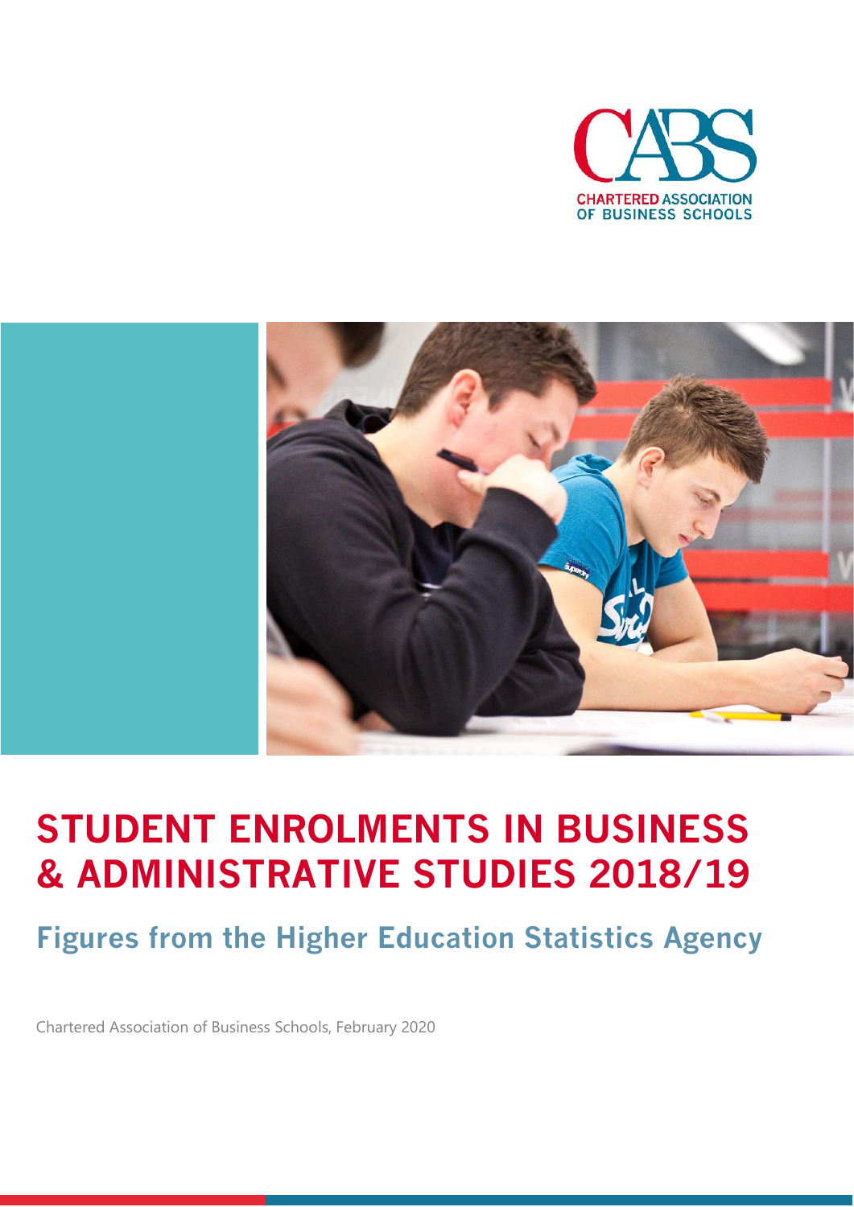CHARTERED ASSOCIATION OF BUSINESS SCHOOLS

# STUDENT ENROLMENTS IN BUSINESS & ADMINISTRATIVE STUDIES 2018/19

## Figures from the Higher Education Statistics Agency

Chartered Association of Business Schools, February 2020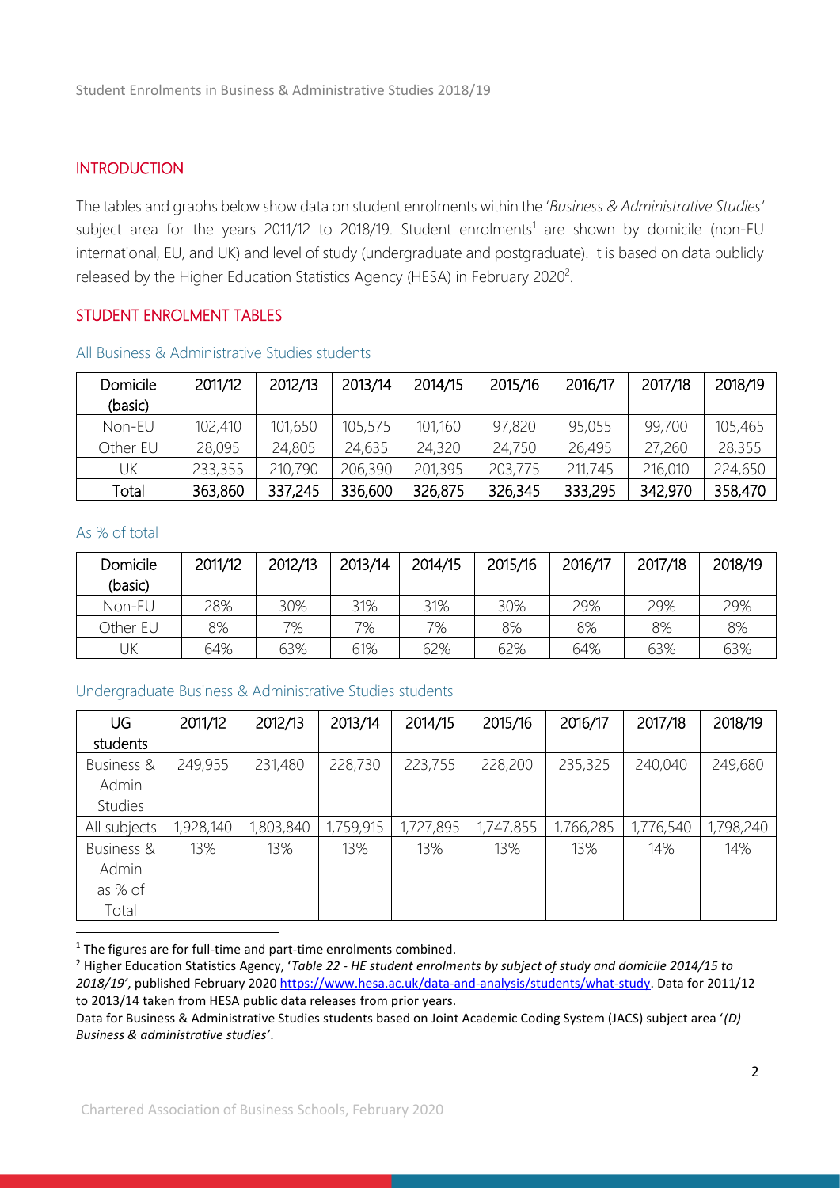## INTRODUCTION

The tables and graphs below show data on student enrolments within the '*Business & Administrative Studies*' subject area for the years 2011/12 to 2018/19. Student enrolments[1] are shown by domicile (non-EU international, EU, and UK) and level of study (undergraduate and postgraduate). It is based on data publicly released by the Higher Education Statistics Agency (HESA) in February 2020[2].

## STUDENT ENROLMENT TABLES

### All Business & Administrative Studies students

| Domicile (basic) | 2011/12 | 2012/13 | 2013/14 | 2014/15 | 2015/16 | 2016/17 | 2017/18 | 2018/19 |
|---|---|---|---|---|---|---|---|---|
| Non-EU | 102,410 | 101,650 | 105,575 | 101,160 | 97,820 | 95,055 | 99,700 | 105,465 |
| Other EU | 28,095 | 24,805 | 24,635 | 24,320 | 24,750 | 26,495 | 27,260 | 28,355 |
| UK | 233,355 | 210,790 | 206,390 | 201,395 | 203,775 | 211,745 | 216,010 | 224,650 |
| Total | 363,860 | 337,245 | 336,600 | 326,875 | 326,345 | 333,295 | 342,970 | 358,470 |

### As % of total

| Domicile (basic) | 2011/12 | 2012/13 | 2013/14 | 2014/15 | 2015/16 | 2016/17 | 2017/18 | 2018/19 |
|---|---|---|---|---|---|---|---|---|
| Non-EU | 28% | 30% | 31% | 31% | 30% | 29% | 29% | 29% |
| Other EU | 8% | 7% | 7% | 7% | 8% | 8% | 8% | 8% |
| UK | 64% | 63% | 61% | 62% | 62% | 64% | 63% | 63% |

### Undergraduate Business & Administrative Studies students

| UG students | 2011/12 | 2012/13 | 2013/14 | 2014/15 | 2015/16 | 2016/17 | 2017/18 | 2018/19 |
|---|---|---|---|---|---|---|---|---|
| Business & Admin Studies | 249,955 | 231,480 | 228,730 | 223,755 | 228,200 | 235,325 | 240,040 | 249,680 |
| All subjects | 1,928,140 | 1,803,840 | 1,759,915 | 1,727,895 | 1,747,855 | 1,766,285 | 1,776,540 | 1,798,240 |
| Business & Admin as % of Total | 13% | 13% | 13% | 13% | 13% | 13% | 14% | 14% |

[1] The figures are for full-time and part-time enrolments combined.

[2] Higher Education Statistics Agency, '*Table 22 - HE student enrolments by subject of study and domicile 2014/15 to 2018/19'*, published February 2020 https://www.hesa.ac.uk/data-and-analysis/students/what-study. Data for 2011/12 to 2013/14 taken from HESA public data releases from prior years.

Data for Business & Administrative Studies students based on Joint Academic Coding System (JACS) subject area '*(D) Business & administrative studies'*.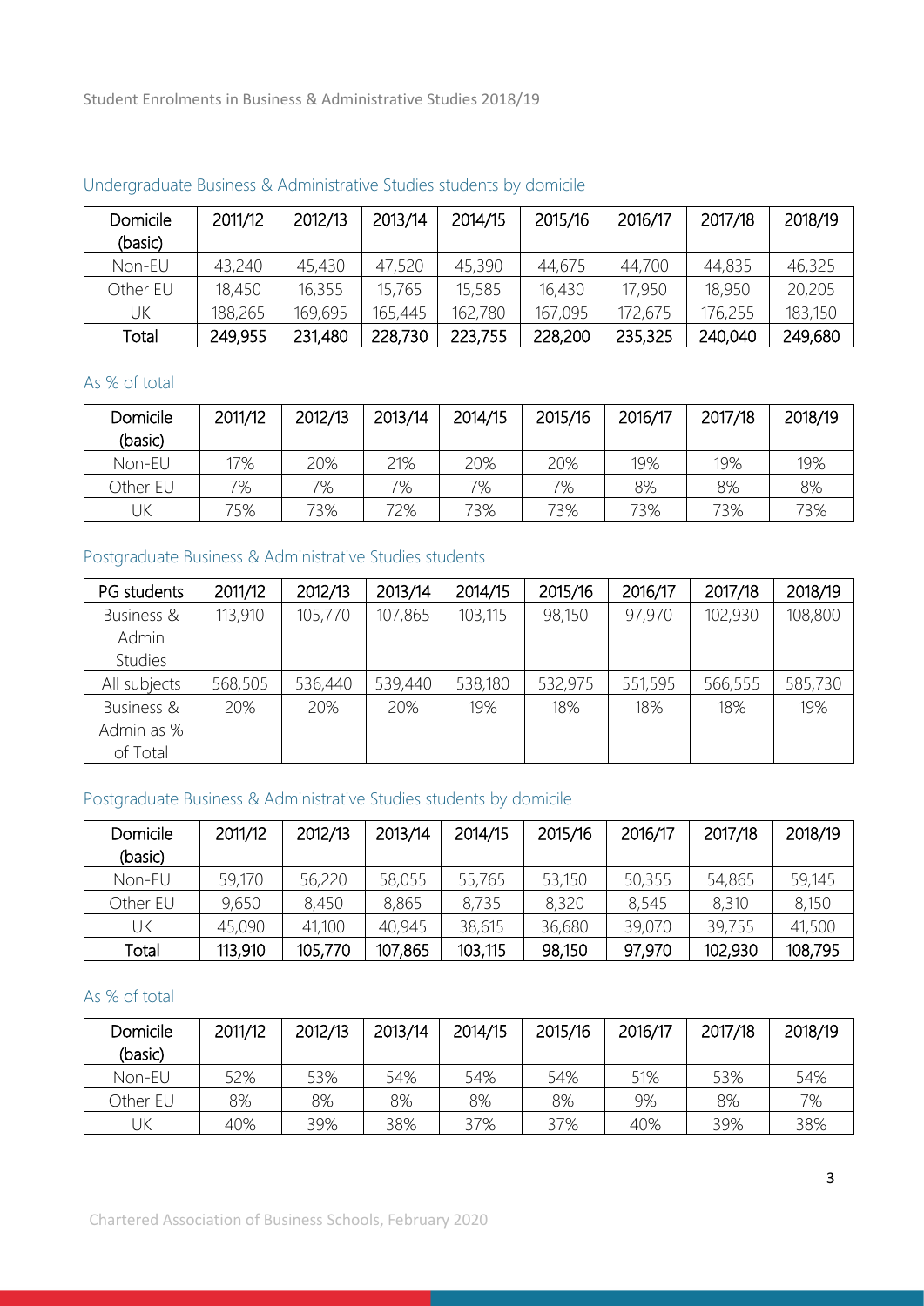Student Enrolments in Business & Administrative Studies 2018/19

## Undergraduate Business & Administrative Studies students by domicile

| Domicile (basic) | 2011/12 | 2012/13 | 2013/14 | 2014/15 | 2015/16 | 2016/17 | 2017/18 | 2018/19 |
|---|---|---|---|---|---|---|---|---|
| Non-EU | 43,240 | 45,430 | 47,520 | 45,390 | 44,675 | 44,700 | 44,835 | 46,325 |
| Other EU | 18,450 | 16,355 | 15,765 | 15,585 | 16,430 | 17,950 | 18,950 | 20,205 |
| UK | 188,265 | 169,695 | 165,445 | 162,780 | 167,095 | 172,675 | 176,255 | 183,150 |
| Total | 249,955 | 231,480 | 228,730 | 223,755 | 228,200 | 235,325 | 240,040 | 249,680 |

### As % of total

| Domicile (basic) | 2011/12 | 2012/13 | 2013/14 | 2014/15 | 2015/16 | 2016/17 | 2017/18 | 2018/19 |
|---|---|---|---|---|---|---|---|---|
| Non-EU | 17% | 20% | 21% | 20% | 20% | 19% | 19% | 19% |
| Other EU | 7% | 7% | 7% | 7% | 7% | 8% | 8% | 8% |
| UK | 75% | 73% | 72% | 73% | 73% | 73% | 73% | 73% |

## Postgraduate Business & Administrative Studies students

| PG students | 2011/12 | 2012/13 | 2013/14 | 2014/15 | 2015/16 | 2016/17 | 2017/18 | 2018/19 |
|---|---|---|---|---|---|---|---|---|
| Business & Admin Studies | 113,910 | 105,770 | 107,865 | 103,115 | 98,150 | 97,970 | 102,930 | 108,800 |
| All subjects | 568,505 | 536,440 | 539,440 | 538,180 | 532,975 | 551,595 | 566,555 | 585,730 |
| Business & Admin as % of Total | 20% | 20% | 20% | 19% | 18% | 18% | 18% | 19% |

## Postgraduate Business & Administrative Studies students by domicile

| Domicile (basic) | 2011/12 | 2012/13 | 2013/14 | 2014/15 | 2015/16 | 2016/17 | 2017/18 | 2018/19 |
|---|---|---|---|---|---|---|---|---|
| Non-EU | 59,170 | 56,220 | 58,055 | 55,765 | 53,150 | 50,355 | 54,865 | 59,145 |
| Other EU | 9,650 | 8,450 | 8,865 | 8,735 | 8,320 | 8,545 | 8,310 | 8,150 |
| UK | 45,090 | 41,100 | 40,945 | 38,615 | 36,680 | 39,070 | 39,755 | 41,500 |
| Total | 113,910 | 105,770 | 107,865 | 103,115 | 98,150 | 97,970 | 102,930 | 108,795 |

### As % of total

| Domicile (basic) | 2011/12 | 2012/13 | 2013/14 | 2014/15 | 2015/16 | 2016/17 | 2017/18 | 2018/19 |
|---|---|---|---|---|---|---|---|---|
| Non-EU | 52% | 53% | 54% | 54% | 54% | 51% | 53% | 54% |
| Other EU | 8% | 8% | 8% | 8% | 8% | 9% | 8% | 7% |
| UK | 40% | 39% | 38% | 37% | 37% | 40% | 39% | 38% |

Chartered Association of Business Schools, February 2020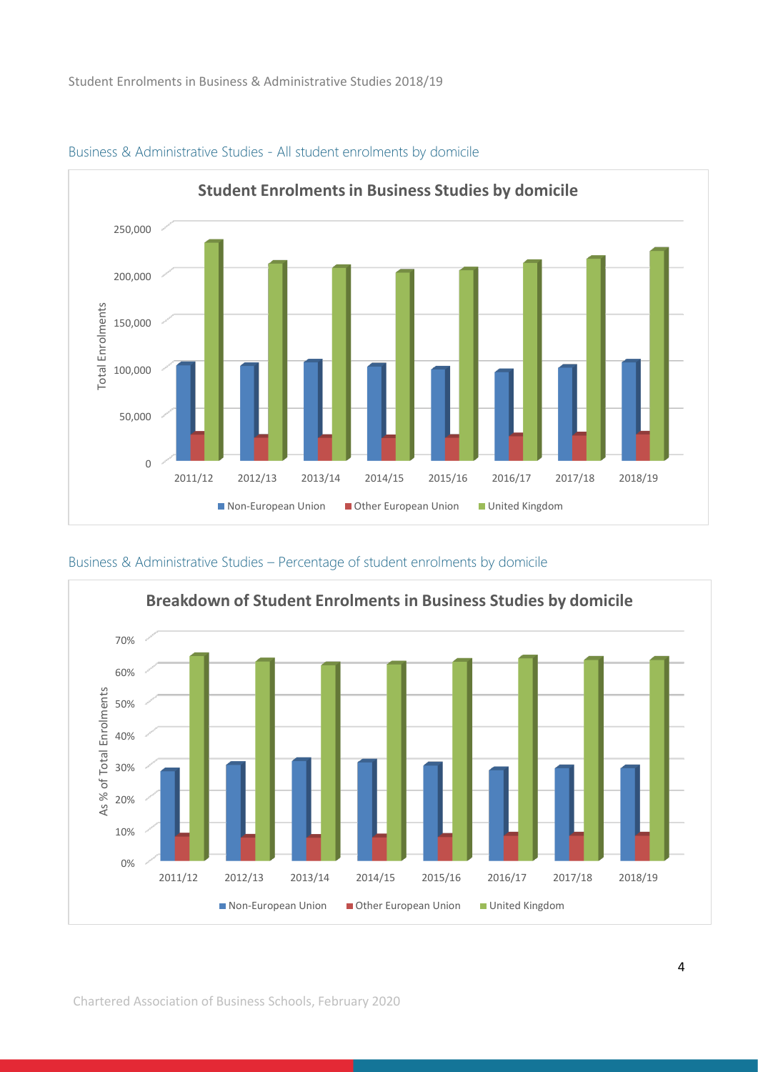## Business & Administrative Studies - All student enrolments by domicile

Student Enrolments in Business Studies by domicile

Total Enrolments

250,000
200,000
150,000
100,000
50,000
0

2011/12 2012/13 2013/14 2014/15 2015/16 2016/17 2017/18 2018/19

Non-European Union | Other European Union | United Kingdom

## Business & Administrative Studies – Percentage of student enrolments by domicile

Breakdown of Student Enrolments in Business Studies by domicile

As % of Total Enrolments

70%
60%
50%
40%
30%
20%
10%
0%

2011/12 2012/13 2013/14 2014/15 2015/16 2016/17 2017/18 2018/19

Non-European Union | Other European Union | United Kingdom